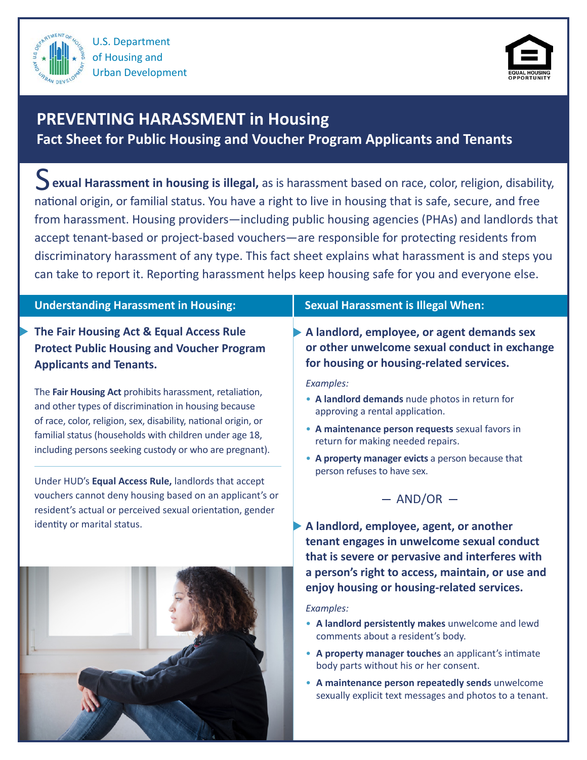U.S. Department of Housing and Urban Development

EQUAL HOUSING OPPORTUNITY

# PREVENTING HARASSMENT in Housing

## Fact Sheet for Public Housing and Voucher Program Applicants and Tenants

**Sexual Harassment in housing is illegal,** as is harassment based on race, color, religion, disability, national origin, or familial status. You have a right to live in housing that is safe, secure, and free from harassment. Housing providers—including public housing agencies (PHAs) and landlords that accept tenant-based or project-based vouchers—are responsible for protecting residents from discriminatory harassment of any type. This fact sheet explains what harassment is and steps you can take to report it. Reporting harassment helps keep housing safe for you and everyone else.

## Understanding Harassment in Housing:

### The Fair Housing Act & Equal Access Rule Protect Public Housing and Voucher Program Applicants and Tenants.

The **Fair Housing Act** prohibits harassment, retaliation, and other types of discrimination in housing because of race, color, religion, sex, disability, national origin, or familial status (households with children under age 18, including persons seeking custody or who are pregnant).

Under HUD's **Equal Access Rule,** landlords that accept vouchers cannot deny housing based on an applicant's or resident's actual or perceived sexual orientation, gender identity or marital status.

## Sexual Harassment is Illegal When:

### A landlord, employee, or agent demands sex or other unwelcome sexual conduct in exchange for housing or housing-related services.

*Examples:*

- **A landlord demands** nude photos in return for approving a rental application.
- **A maintenance person requests** sexual favors in return for making needed repairs.
- **A property manager evicts** a person because that person refuses to have sex.

— AND/OR —

### A landlord, employee, agent, or another tenant engages in unwelcome sexual conduct that is severe or pervasive and interferes with a person's right to access, maintain, or use and enjoy housing or housing-related services.

*Examples:*

- **A landlord persistently makes** unwelcome and lewd comments about a resident's body.
- **A property manager touches** an applicant's intimate body parts without his or her consent.
- **A maintenance person repeatedly sends** unwelcome sexually explicit text messages and photos to a tenant.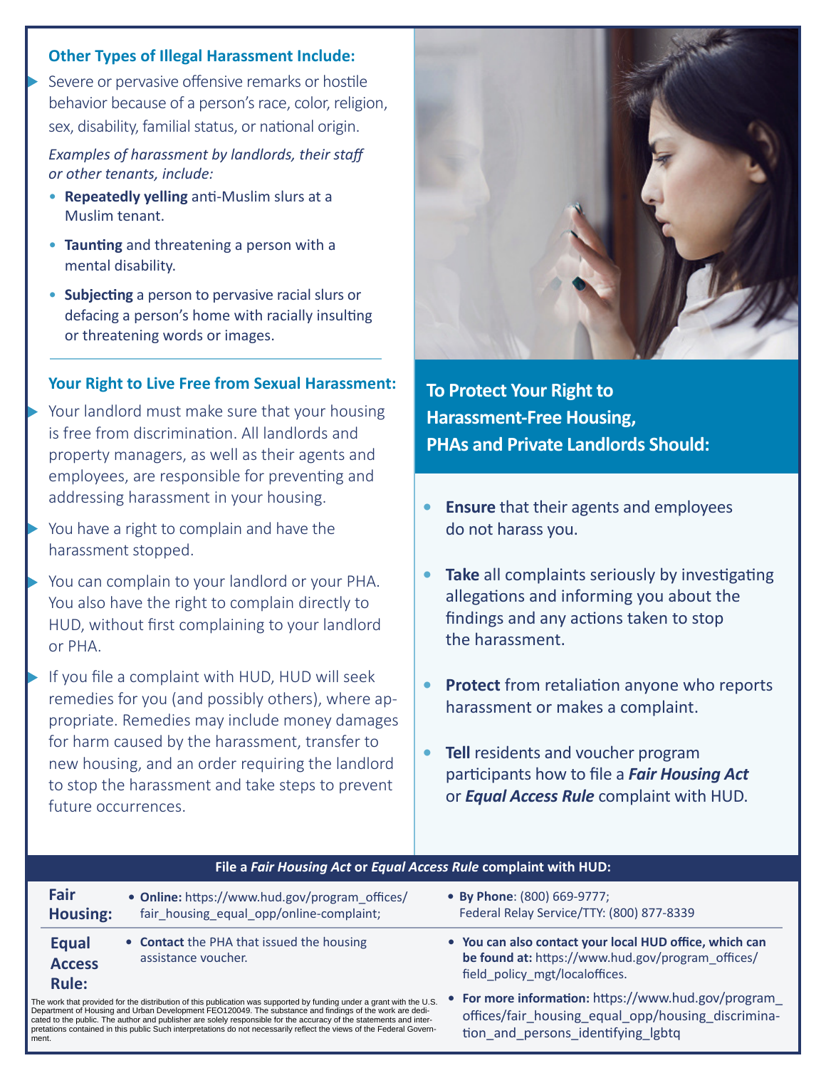### Other Types of Illegal Harassment Include:

- Severe or pervasive offensive remarks or hostile behavior because of a person's race, color, religion, sex, disability, familial status, or national origin.

*Examples of harassment by landlords, their staff or other tenants, include:*

- **Repeatedly yelling** anti-Muslim slurs at a Muslim tenant.
- **Taunting** and threatening a person with a mental disability.
- **Subjecting** a person to pervasive racial slurs or defacing a person's home with racially insulting or threatening words or images.

### Your Right to Live Free from Sexual Harassment:

- Your landlord must make sure that your housing is free from discrimination. All landlords and property managers, as well as their agents and employees, are responsible for preventing and addressing harassment in your housing.
- You have a right to complain and have the harassment stopped.
- You can complain to your landlord or your PHA. You also have the right to complain directly to HUD, without first complaining to your landlord or PHA.
- If you file a complaint with HUD, HUD will seek remedies for you (and possibly others), where appropriate. Remedies may include money damages for harm caused by the harassment, transfer to new housing, and an order requiring the landlord to stop the harassment and take steps to prevent future occurrences.

### To Protect Your Right to Harassment-Free Housing, PHAs and Private Landlords Should:

- **Ensure** that their agents and employees do not harass you.
- **Take** all complaints seriously by investigating allegations and informing you about the findings and any actions taken to stop the harassment.
- **Protect** from retaliation anyone who reports harassment or makes a complaint.
- **Tell** residents and voucher program participants how to file a ***Fair Housing Act*** or ***Equal Access Rule*** complaint with HUD.

### File a *Fair Housing Act* or *Equal Access Rule* complaint with HUD:

**Fair Housing:**

- **Online:** https://www.hud.gov/program_offices/fair_housing_equal_opp/online-complaint;
- **By Phone**: (800) 669-9777; Federal Relay Service/TTY: (800) 877-8339

**Equal Access Rule:**

- **Contact** the PHA that issued the housing assistance voucher.
- **You can also contact your local HUD office, which can be found at:** https://www.hud.gov/program_offices/field_policy_mgt/localoffices.
- **For more information:** https://www.hud.gov/program_offices/fair_housing_equal_opp/housing_discrimination_and_persons_identifying_lgbtq

The work that provided for the distribution of this publication was supported by funding under a grant with the U.S. Department of Housing and Urban Development FEO120049. The substance and findings of the work are dedicated to the public. The author and publisher are solely responsible for the accuracy of the statements and interpretations contained in this public Such interpretations do not necessarily reflect the views of the Federal Government.